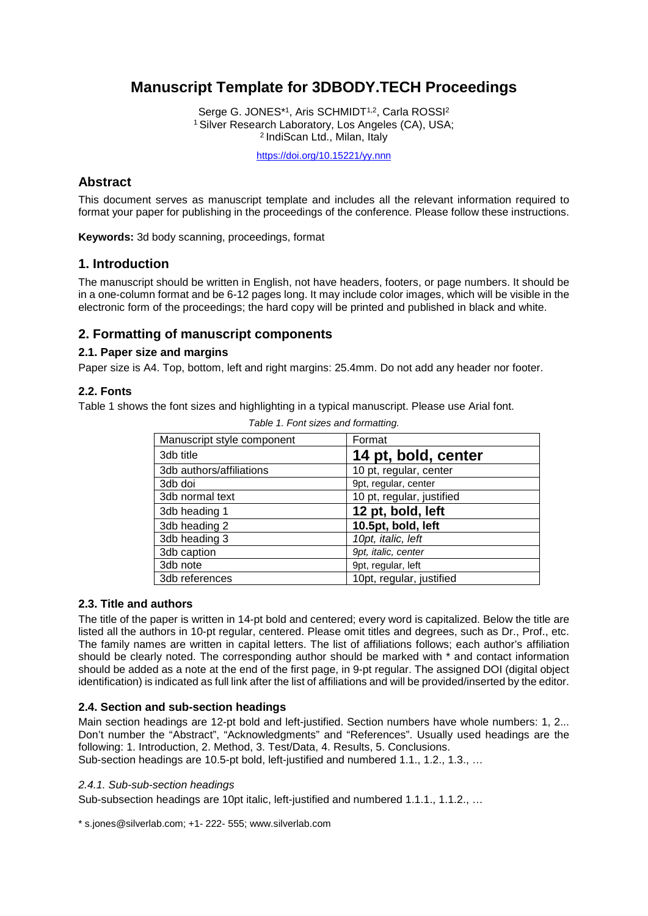# Manuscript Template for 3DBODY.TECH Proceedings

Serge G. JONES*[1], Aris SCHMIDT[1,2], Carla ROSSI[2]
[1] Silver Research Laboratory, Los Angeles (CA), USA;
[2] IndiScan Ltd., Milan, Italy

https://doi.org/10.15221/yy.nnn

## Abstract

This document serves as manuscript template and includes all the relevant information required to format your paper for publishing in the proceedings of the conference. Please follow these instructions.

**Keywords:** 3d body scanning, proceedings, format

## 1. Introduction

The manuscript should be written in English, not have headers, footers, or page numbers. It should be in a one-column format and be 6-12 pages long. It may include color images, which will be visible in the electronic form of the proceedings; the hard copy will be printed and published in black and white.

## 2. Formatting of manuscript components

### 2.1. Paper size and margins

Paper size is A4. Top, bottom, left and right margins: 25.4mm. Do not add any header nor footer.

### 2.2. Fonts

Table 1 shows the font sizes and highlighting in a typical manuscript. Please use Arial font.

*Table 1. Font sizes and formatting.*

| Manuscript style component | Format |
|---|---|
| 3db title | **14 pt, bold, center** |
| 3db authors/affiliations | 10 pt, regular, center |
| 3db doi | 9pt, regular, center |
| 3db normal text | 10 pt, regular, justified |
| 3db heading 1 | **12 pt, bold, left** |
| 3db heading 2 | **10.5pt, bold, left** |
| 3db heading 3 | *10pt, italic, left* |
| 3db caption | *9pt, italic, center* |
| 3db note | 9pt, regular, left |
| 3db references | 10pt, regular, justified |

### 2.3. Title and authors

The title of the paper is written in 14-pt bold and centered; every word is capitalized. Below the title are listed all the authors in 10-pt regular, centered. Please omit titles and degrees, such as Dr., Prof., etc. The family names are written in capital letters. The list of affiliations follows; each author's affiliation should be clearly noted. The corresponding author should be marked with * and contact information should be added as a note at the end of the first page, in 9-pt regular. The assigned DOI (digital object identification) is indicated as full link after the list of affiliations and will be provided/inserted by the editor.

### 2.4. Section and sub-section headings

Main section headings are 12-pt bold and left-justified. Section numbers have whole numbers: 1, 2... Don't number the "Abstract", "Acknowledgments" and "References". Usually used headings are the following: 1. Introduction, 2. Method, 3. Test/Data, 4. Results, 5. Conclusions.
Sub-section headings are 10.5-pt bold, left-justified and numbered 1.1., 1.2., 1.3., …

#### *2.4.1. Sub-sub-section headings*

Sub-subsection headings are 10pt italic, left-justified and numbered 1.1.1., 1.1.2., …

* s.jones@silverlab.com; +1- 222- 555; www.silverlab.com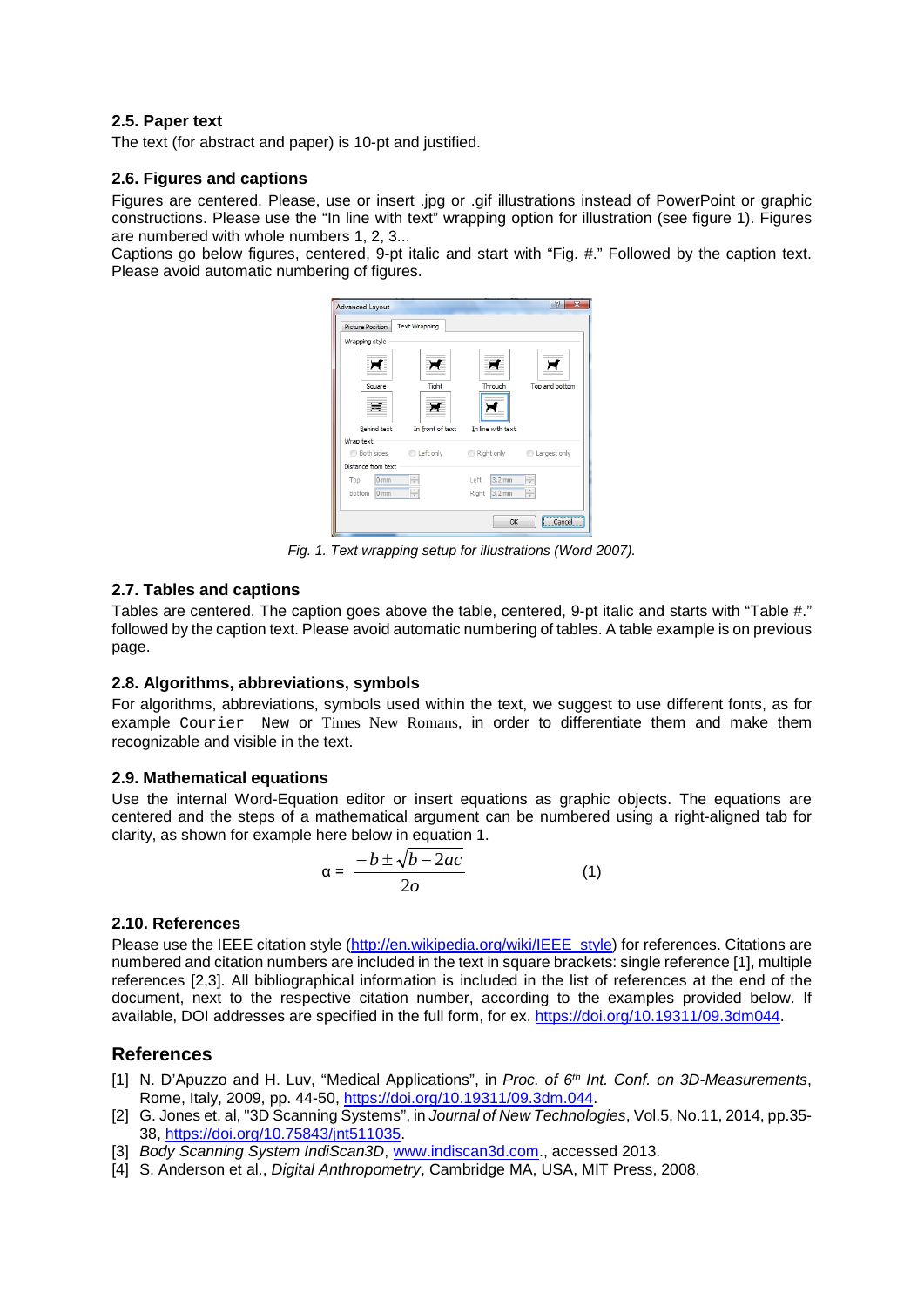### 2.5. Paper text

The text (for abstract and paper) is 10-pt and justified.

### 2.6. Figures and captions

Figures are centered. Please, use or insert .jpg or .gif illustrations instead of PowerPoint or graphic constructions. Please use the "In line with text" wrapping option for illustration (see figure 1). Figures are numbered with whole numbers 1, 2, 3...

Captions go below figures, centered, 9-pt italic and start with "Fig. #." Followed by the caption text. Please avoid automatic numbering of figures.

*Fig. 1. Text wrapping setup for illustrations (Word 2007).*

### 2.7. Tables and captions

Tables are centered. The caption goes above the table, centered, 9-pt italic and starts with "Table #." followed by the caption text. Please avoid automatic numbering of tables. A table example is on previous page.

### 2.8. Algorithms, abbreviations, symbols

For algorithms, abbreviations, symbols used within the text, we suggest to use different fonts, as for example `Courier New` or Times New Romans, in order to differentiate them and make them recognizable and visible in the text.

### 2.9. Mathematical equations

Use the internal Word-Equation editor or insert equations as graphic objects. The equations are centered and the steps of a mathematical argument can be numbered using a right-aligned tab for clarity, as shown for example here below in equation 1.

$$\alpha = \frac{-b \pm \sqrt{b - 2ac}}{2o} \qquad (1)$$

### 2.10. References

Please use the IEEE citation style (http://en.wikipedia.org/wiki/IEEE_style) for references. Citations are numbered and citation numbers are included in the text in square brackets: single reference [1], multiple references [2,3]. All bibliographical information is included in the list of references at the end of the document, next to the respective citation number, according to the examples provided below. If available, DOI addresses are specified in the full form, for ex. https://doi.org/10.19311/09.3dm044.

## References

[1] N. D'Apuzzo and H. Luv, "Medical Applications", in *Proc. of 6th Int. Conf. on 3D-Measurements*, Rome, Italy, 2009, pp. 44-50, https://doi.org/10.19311/09.3dm.044.

[2] G. Jones et. al, "3D Scanning Systems", in *Journal of New Technologies*, Vol.5, No.11, 2014, pp.35-38, https://doi.org/10.75843/jnt511035.

[3] *Body Scanning System IndiScan3D*, www.indiscan3d.com., accessed 2013.

[4] S. Anderson et al., *Digital Anthropometry*, Cambridge MA, USA, MIT Press, 2008.